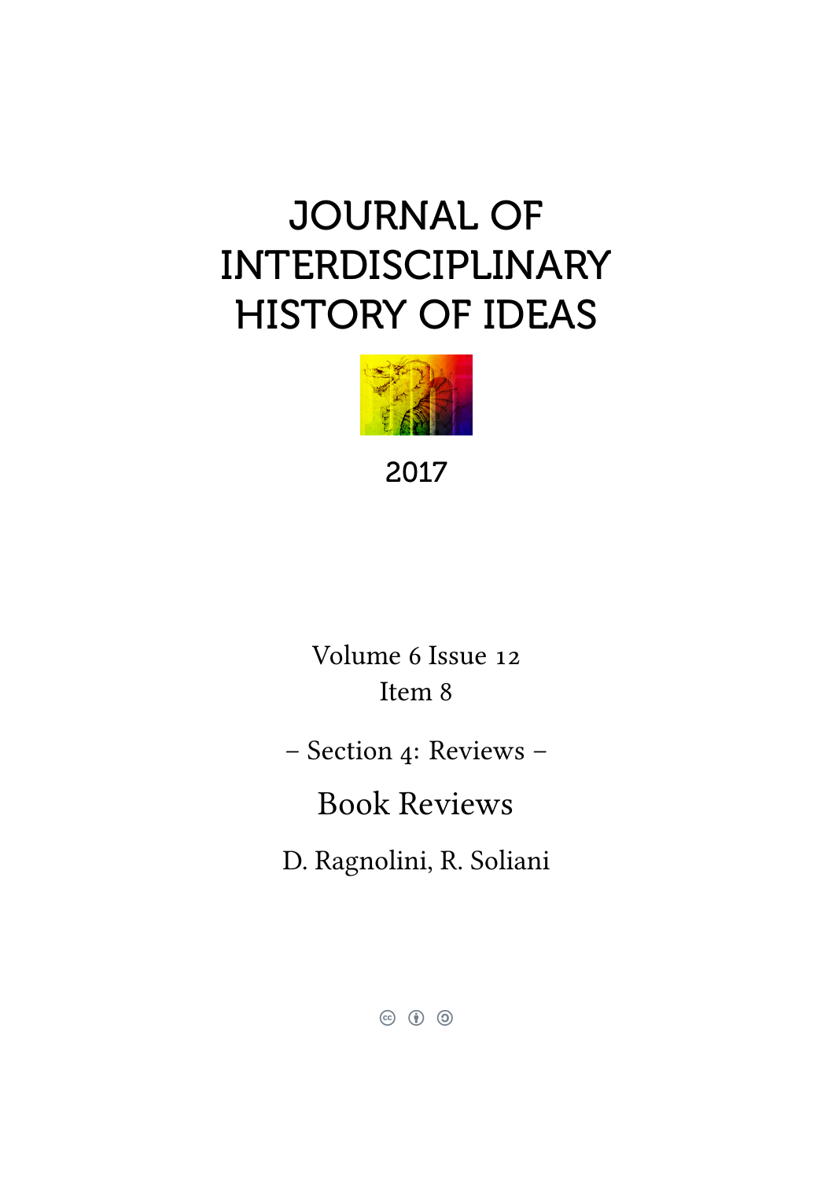# JOURNAL OF INTERDISCIPLINARY HISTORY OF IDEAS

2017

Volume 6 Issue 12
Item 8

– Section 4: Reviews –

## Book Reviews

D. Ragnolini, R. Soliani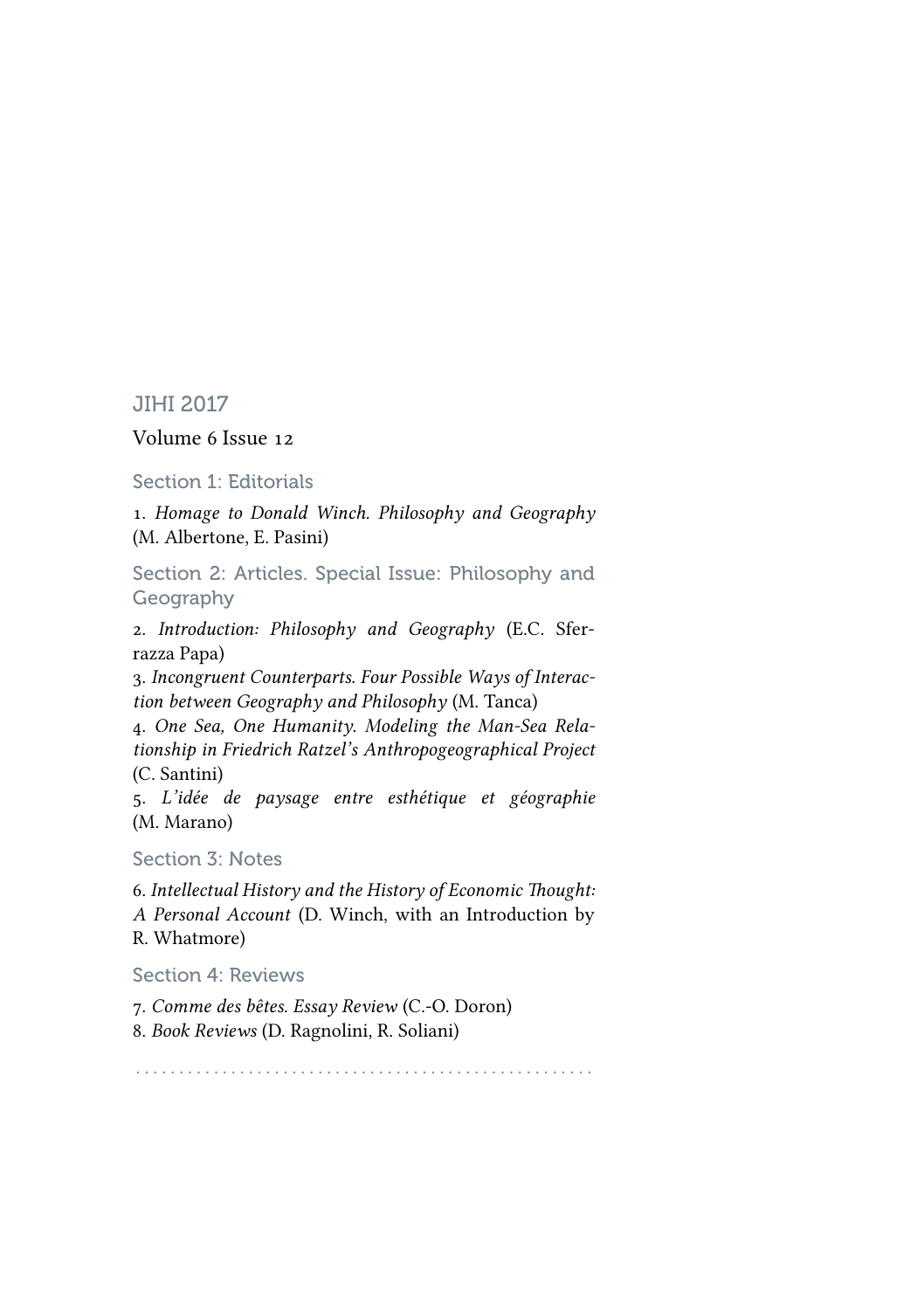## JIHI 2017

Volume 6 Issue 12

### Section 1: Editorials

1. *Homage to Donald Winch. Philosophy and Geography* (M. Albertone, E. Pasini)

### Section 2: Articles. Special Issue: Philosophy and Geography

2. *Introduction: Philosophy and Geography* (E.C. Sferrazza Papa)
3. *Incongruent Counterparts. Four Possible Ways of Interaction between Geography and Philosophy* (M. Tanca)
4. *One Sea, One Humanity. Modeling the Man-Sea Relationship in Friedrich Ratzel's Anthropogeographical Project* (C. Santini)
5. *L'idée de paysage entre esthétique et géographie* (M. Marano)

### Section 3: Notes

6. *Intellectual History and the History of Economic Thought: A Personal Account* (D. Winch, with an Introduction by R. Whatmore)

### Section 4: Reviews

7. *Comme des bêtes. Essay Review* (C.-O. Doron)
8. *Book Reviews* (D. Ragnolini, R. Soliani)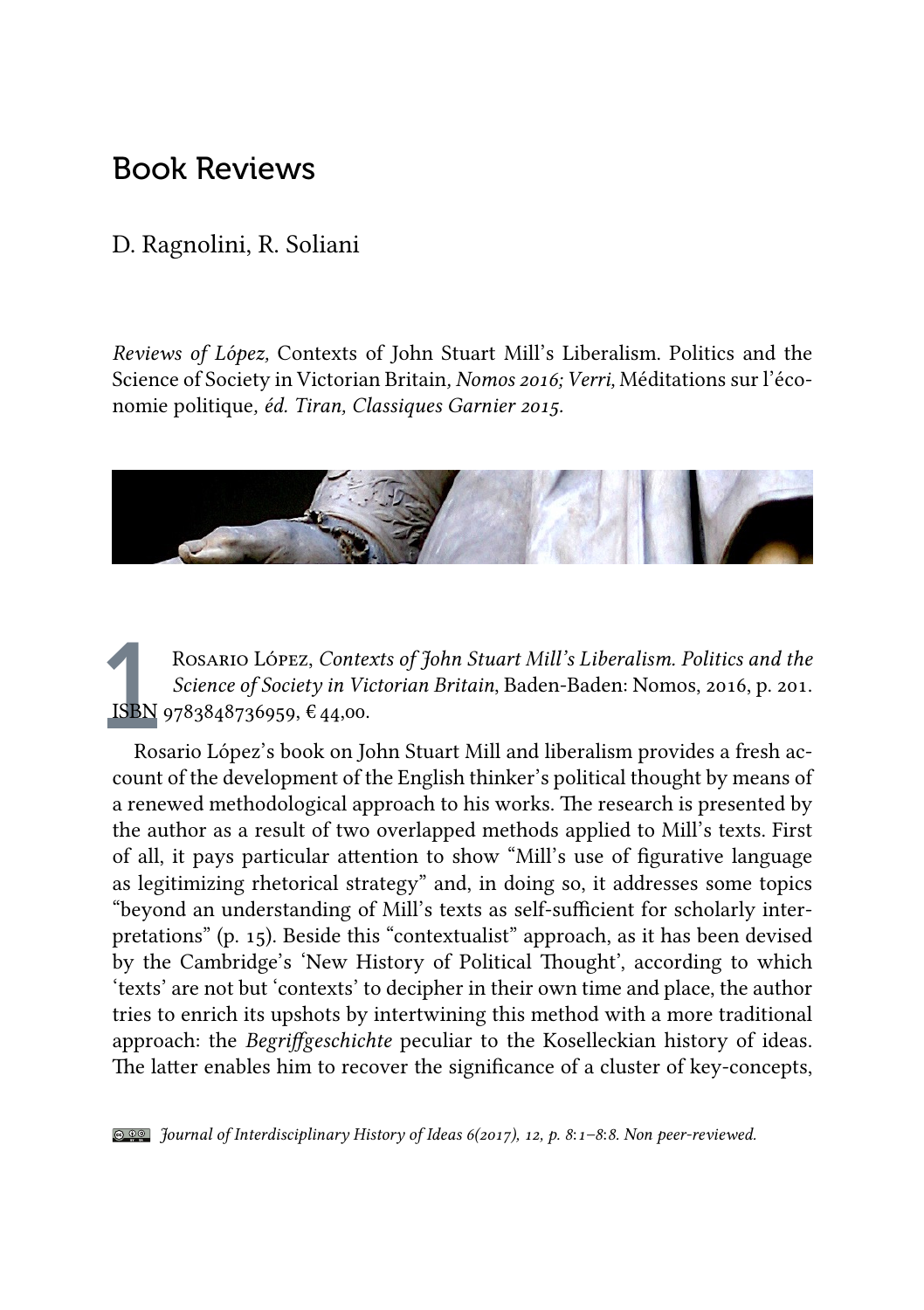# Book Reviews

D. Ragnolini, R. Soliani

*Reviews of López,* Contexts of John Stuart Mill's Liberalism. Politics and the Science of Society in Victorian Britain*, Nomos 2016; Verri,* Méditations sur l'économie politique*, éd. Tiran, Classiques Garnier 2015.*

## 1

Rosario López, *Contexts of John Stuart Mill's Liberalism. Politics and the Science of Society in Victorian Britain*, Baden-Baden: Nomos, 2016, p. 201. ISBN 9783848736959, € 44,00.

Rosario López's book on John Stuart Mill and liberalism provides a fresh account of the development of the English thinker's political thought by means of a renewed methodological approach to his works. The research is presented by the author as a result of two overlapped methods applied to Mill's texts. First of all, it pays particular attention to show "Mill's use of figurative language as legitimizing rhetorical strategy" and, in doing so, it addresses some topics "beyond an understanding of Mill's texts as self-sufficient for scholarly interpretations" (p. 15). Beside this "contextualist" approach, as it has been devised by the Cambridge's 'New History of Political Thought', according to which 'texts' are not but 'contexts' to decipher in their own time and place, the author tries to enrich its upshots by intertwining this method with a more traditional approach: the *Begriffgeschichte* peculiar to the Koselleckian history of ideas. The latter enables him to recover the significance of a cluster of key-concepts,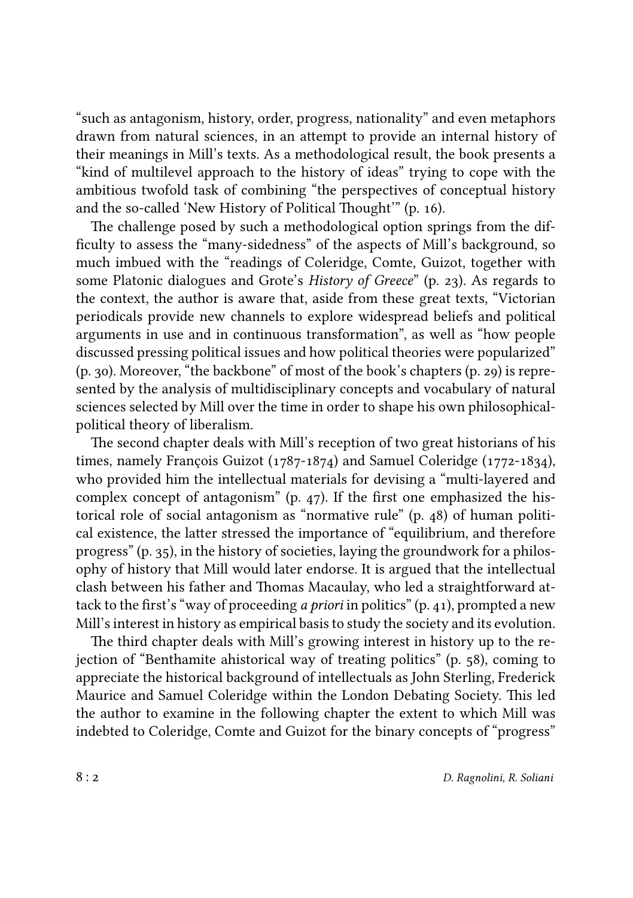"such as antagonism, history, order, progress, nationality" and even metaphors drawn from natural sciences, in an attempt to provide an internal history of their meanings in Mill's texts. As a methodological result, the book presents a "kind of multilevel approach to the history of ideas" trying to cope with the ambitious twofold task of combining "the perspectives of conceptual history and the so-called 'New History of Political Thought'" (p. 16).

The challenge posed by such a methodological option springs from the difficulty to assess the "many-sidedness" of the aspects of Mill's background, so much imbued with the "readings of Coleridge, Comte, Guizot, together with some Platonic dialogues and Grote's *History of Greece*" (p. 23). As regards to the context, the author is aware that, aside from these great texts, "Victorian periodicals provide new channels to explore widespread beliefs and political arguments in use and in continuous transformation", as well as "how people discussed pressing political issues and how political theories were popularized" (p. 30). Moreover, "the backbone" of most of the book's chapters (p. 29) is represented by the analysis of multidisciplinary concepts and vocabulary of natural sciences selected by Mill over the time in order to shape his own philosophical-political theory of liberalism.

The second chapter deals with Mill's reception of two great historians of his times, namely François Guizot (1787-1874) and Samuel Coleridge (1772-1834), who provided him the intellectual materials for devising a "multi-layered and complex concept of antagonism" (p. 47). If the first one emphasized the historical role of social antagonism as "normative rule" (p. 48) of human political existence, the latter stressed the importance of "equilibrium, and therefore progress" (p. 35), in the history of societies, laying the groundwork for a philosophy of history that Mill would later endorse. It is argued that the intellectual clash between his father and Thomas Macaulay, who led a straightforward attack to the first's "way of proceeding *a priori* in politics" (p. 41), prompted a new Mill's interest in history as empirical basis to study the society and its evolution.

The third chapter deals with Mill's growing interest in history up to the rejection of "Benthamite ahistorical way of treating politics" (p. 58), coming to appreciate the historical background of intellectuals as John Sterling, Frederick Maurice and Samuel Coleridge within the London Debating Society. This led the author to examine in the following chapter the extent to which Mill was indebted to Coleridge, Comte and Guizot for the binary concepts of "progress"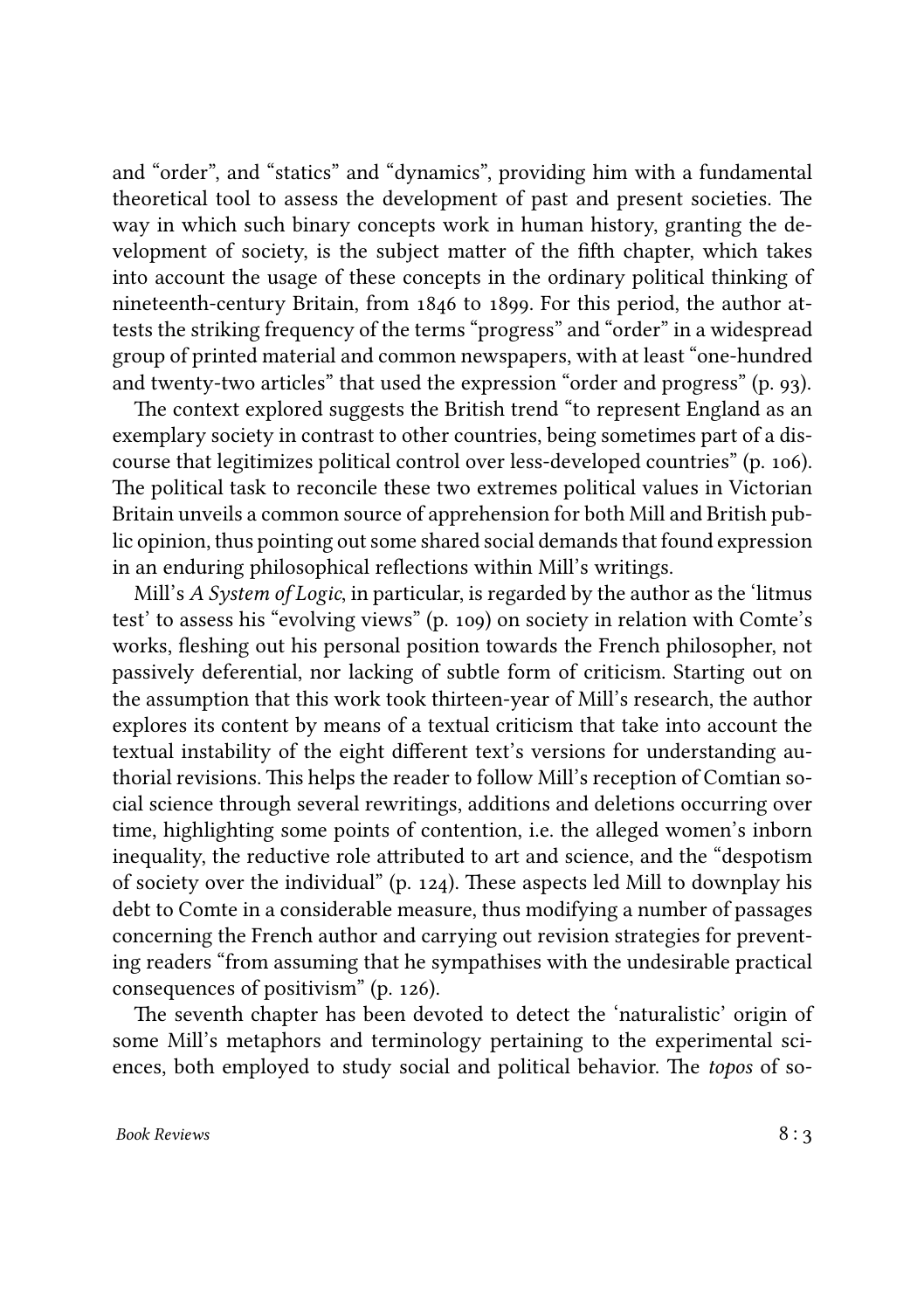and "order", and "statics" and "dynamics", providing him with a fundamental theoretical tool to assess the development of past and present societies. The way in which such binary concepts work in human history, granting the development of society, is the subject matter of the fifth chapter, which takes into account the usage of these concepts in the ordinary political thinking of nineteenth-century Britain, from 1846 to 1899. For this period, the author attests the striking frequency of the terms "progress" and "order" in a widespread group of printed material and common newspapers, with at least "one-hundred and twenty-two articles" that used the expression "order and progress" (p. 93).

The context explored suggests the British trend "to represent England as an exemplary society in contrast to other countries, being sometimes part of a discourse that legitimizes political control over less-developed countries" (p. 106). The political task to reconcile these two extremes political values in Victorian Britain unveils a common source of apprehension for both Mill and British public opinion, thus pointing out some shared social demands that found expression in an enduring philosophical reflections within Mill's writings.

Mill's *A System of Logic*, in particular, is regarded by the author as the 'litmus test' to assess his "evolving views" (p. 109) on society in relation with Comte's works, fleshing out his personal position towards the French philosopher, not passively deferential, nor lacking of subtle form of criticism. Starting out on the assumption that this work took thirteen-year of Mill's research, the author explores its content by means of a textual criticism that take into account the textual instability of the eight different text's versions for understanding authorial revisions. This helps the reader to follow Mill's reception of Comtian social science through several rewritings, additions and deletions occurring over time, highlighting some points of contention, i.e. the alleged women's inborn inequality, the reductive role attributed to art and science, and the "despotism of society over the individual" (p. 124). These aspects led Mill to downplay his debt to Comte in a considerable measure, thus modifying a number of passages concerning the French author and carrying out revision strategies for preventing readers "from assuming that he sympathises with the undesirable practical consequences of positivism" (p. 126).

The seventh chapter has been devoted to detect the 'naturalistic' origin of some Mill's metaphors and terminology pertaining to the experimental sciences, both employed to study social and political behavior. The *topos* of so-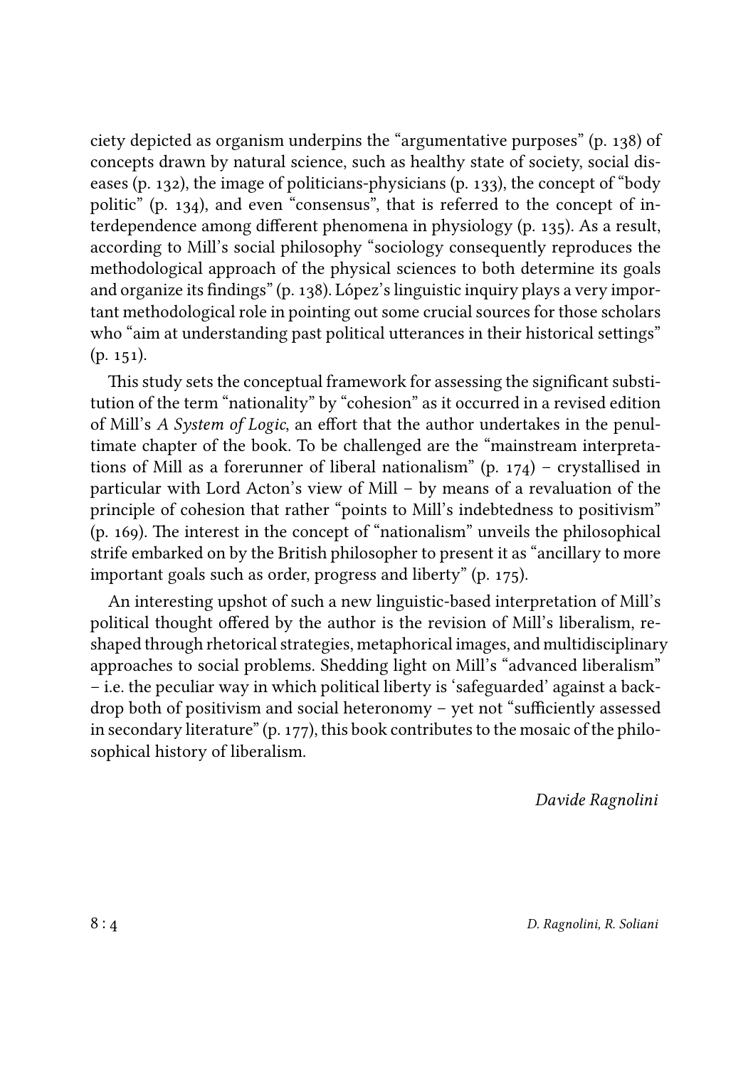ciety depicted as organism underpins the "argumentative purposes" (p. 138) of concepts drawn by natural science, such as healthy state of society, social diseases (p. 132), the image of politicians-physicians (p. 133), the concept of "body politic" (p. 134), and even "consensus", that is referred to the concept of interdependence among different phenomena in physiology (p. 135). As a result, according to Mill's social philosophy "sociology consequently reproduces the methodological approach of the physical sciences to both determine its goals and organize its findings" (p. 138). López's linguistic inquiry plays a very important methodological role in pointing out some crucial sources for those scholars who "aim at understanding past political utterances in their historical settings" (p. 151).

This study sets the conceptual framework for assessing the significant substitution of the term "nationality" by "cohesion" as it occurred in a revised edition of Mill's *A System of Logic*, an effort that the author undertakes in the penultimate chapter of the book. To be challenged are the "mainstream interpretations of Mill as a forerunner of liberal nationalism" (p. 174) – crystallised in particular with Lord Acton's view of Mill – by means of a revaluation of the principle of cohesion that rather "points to Mill's indebtedness to positivism" (p. 169). The interest in the concept of "nationalism" unveils the philosophical strife embarked on by the British philosopher to present it as "ancillary to more important goals such as order, progress and liberty" (p. 175).

An interesting upshot of such a new linguistic-based interpretation of Mill's political thought offered by the author is the revision of Mill's liberalism, reshaped through rhetorical strategies, metaphorical images, and multidisciplinary approaches to social problems. Shedding light on Mill's "advanced liberalism" – i.e. the peculiar way in which political liberty is 'safeguarded' against a backdrop both of positivism and social heteronomy – yet not "sufficiently assessed in secondary literature" (p. 177), this book contributes to the mosaic of the philosophical history of liberalism.

*Davide Ragnolini*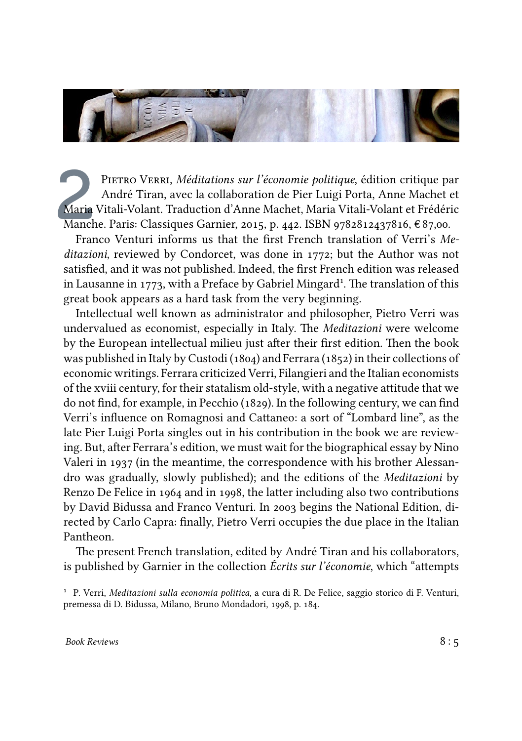2 Pietro Verri, *Méditations sur l'économie politique*, édition critique par André Tiran, avec la collaboration de Pier Luigi Porta, Anne Machet et Maria Vitali-Volant. Traduction d'Anne Machet, Maria Vitali-Volant et Frédéric Manche. Paris: Classiques Garnier, 2015, p. 442. ISBN 9782812437816, € 87,00.

Franco Venturi informs us that the first French translation of Verri's *Meditazioni*, reviewed by Condorcet, was done in 1772; but the Author was not satisfied, and it was not published. Indeed, the first French edition was released in Lausanne in 1773, with a Preface by Gabriel Mingard[1]. The translation of this great book appears as a hard task from the very beginning.

Intellectual well known as administrator and philosopher, Pietro Verri was undervalued as economist, especially in Italy. The *Meditazioni* were welcome by the European intellectual milieu just after their first edition. Then the book was published in Italy by Custodi (1804) and Ferrara (1852) in their collections of economic writings. Ferrara criticized Verri, Filangieri and the Italian economists of the xviii century, for their statalism old-style, with a negative attitude that we do not find, for example, in Pecchio (1829). In the following century, we can find Verri's influence on Romagnosi and Cattaneo: a sort of "Lombard line", as the late Pier Luigi Porta singles out in his contribution in the book we are reviewing. But, after Ferrara's edition, we must wait for the biographical essay by Nino Valeri in 1937 (in the meantime, the correspondence with his brother Alessandro was gradually, slowly published); and the editions of the *Meditazioni* by Renzo De Felice in 1964 and in 1998, the latter including also two contributions by David Bidussa and Franco Venturi. In 2003 begins the National Edition, directed by Carlo Capra: finally, Pietro Verri occupies the due place in the Italian Pantheon.

The present French translation, edited by André Tiran and his collaborators, is published by Garnier in the collection *Écrits sur l'économie*, which "attempts

[1] P. Verri, *Meditazioni sulla economia politica*, a cura di R. De Felice, saggio storico di F. Venturi, premessa di D. Bidussa, Milano, Bruno Mondadori, 1998, p. 184.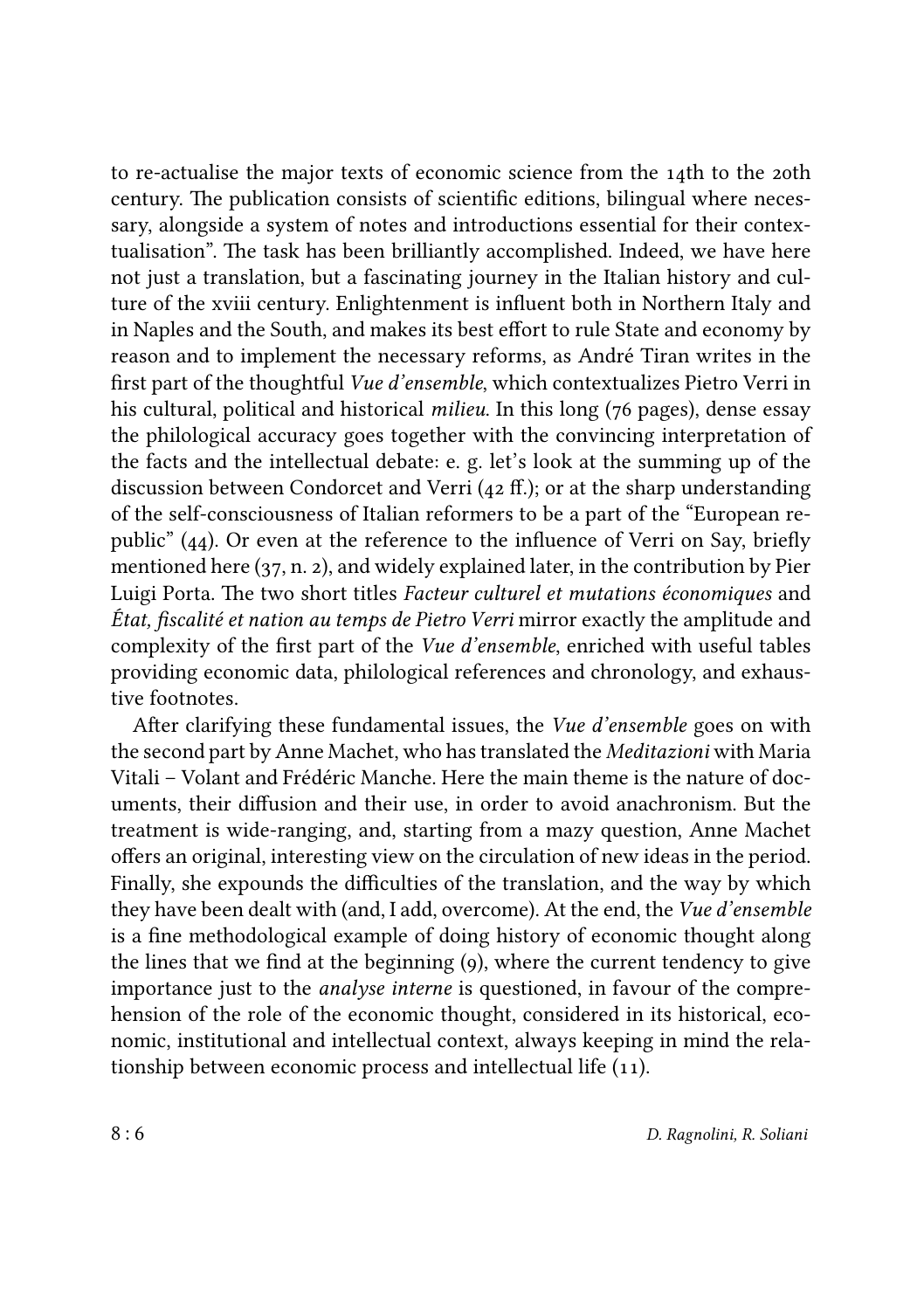to re-actualise the major texts of economic science from the 14th to the 20th century. The publication consists of scientific editions, bilingual where necessary, alongside a system of notes and introductions essential for their contextualisation". The task has been brilliantly accomplished. Indeed, we have here not just a translation, but a fascinating journey in the Italian history and culture of the xviii century. Enlightenment is influent both in Northern Italy and in Naples and the South, and makes its best effort to rule State and economy by reason and to implement the necessary reforms, as André Tiran writes in the first part of the thoughtful *Vue d'ensemble*, which contextualizes Pietro Verri in his cultural, political and historical *milieu*. In this long (76 pages), dense essay the philological accuracy goes together with the convincing interpretation of the facts and the intellectual debate: e. g. let's look at the summing up of the discussion between Condorcet and Verri (42 ff.); or at the sharp understanding of the self-consciousness of Italian reformers to be a part of the "European republic" (44). Or even at the reference to the influence of Verri on Say, briefly mentioned here (37, n. 2), and widely explained later, in the contribution by Pier Luigi Porta. The two short titles *Facteur culturel et mutations économiques* and *État, fiscalité et nation au temps de Pietro Verri* mirror exactly the amplitude and complexity of the first part of the *Vue d'ensemble*, enriched with useful tables providing economic data, philological references and chronology, and exhaustive footnotes.

After clarifying these fundamental issues, the *Vue d'ensemble* goes on with the second part by Anne Machet, who has translated the *Meditazioni* with Maria Vitali – Volant and Frédéric Manche. Here the main theme is the nature of documents, their diffusion and their use, in order to avoid anachronism. But the treatment is wide-ranging, and, starting from a mazy question, Anne Machet offers an original, interesting view on the circulation of new ideas in the period. Finally, she expounds the difficulties of the translation, and the way by which they have been dealt with (and, I add, overcome). At the end, the *Vue d'ensemble* is a fine methodological example of doing history of economic thought along the lines that we find at the beginning (9), where the current tendency to give importance just to the *analyse interne* is questioned, in favour of the comprehension of the role of the economic thought, considered in its historical, economic, institutional and intellectual context, always keeping in mind the relationship between economic process and intellectual life (11).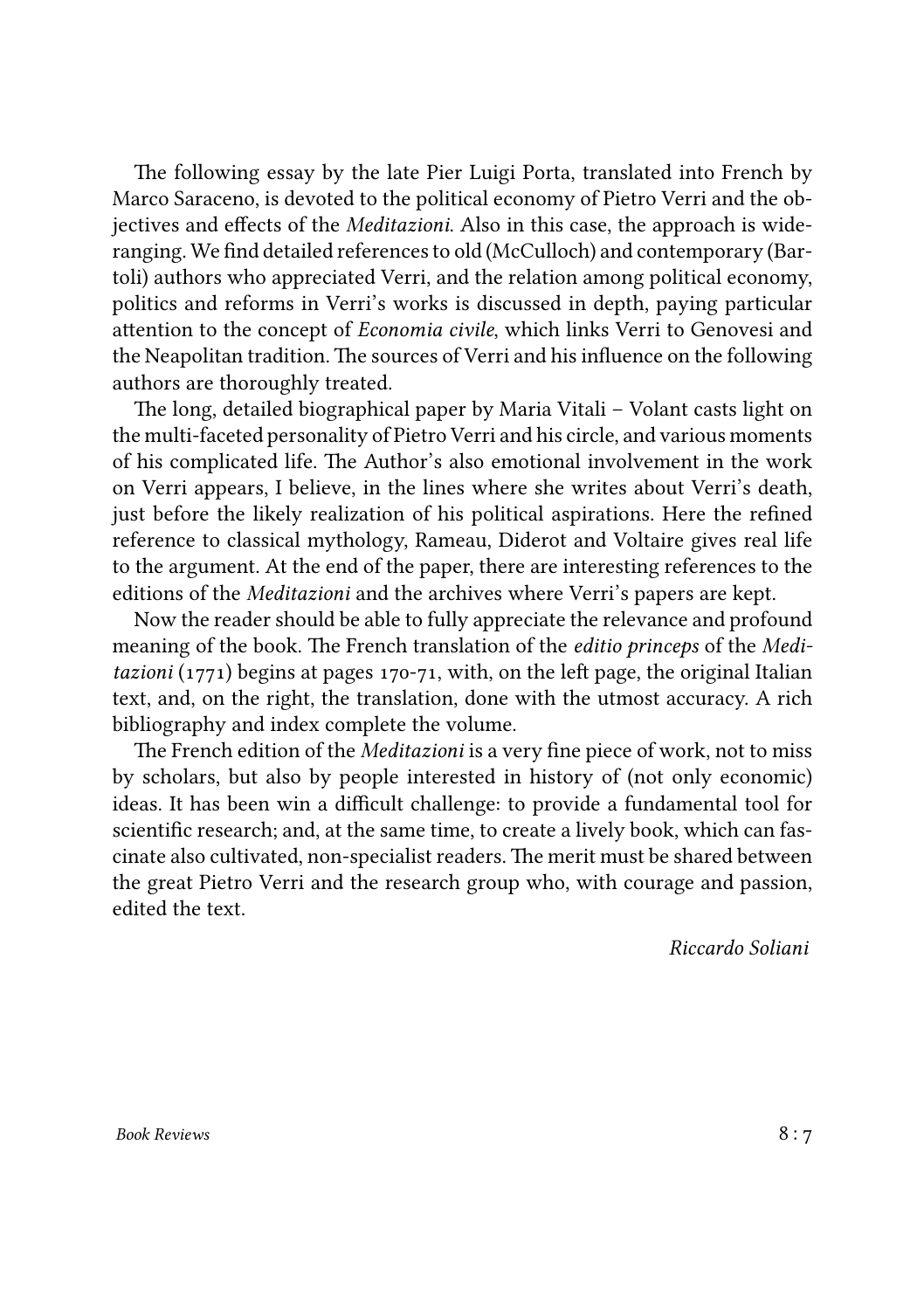The following essay by the late Pier Luigi Porta, translated into French by Marco Saraceno, is devoted to the political economy of Pietro Verri and the objectives and effects of the *Meditazioni*. Also in this case, the approach is wide-ranging. We find detailed references to old (McCulloch) and contemporary (Bartoli) authors who appreciated Verri, and the relation among political economy, politics and reforms in Verri's works is discussed in depth, paying particular attention to the concept of *Economia civile*, which links Verri to Genovesi and the Neapolitan tradition. The sources of Verri and his influence on the following authors are thoroughly treated.

The long, detailed biographical paper by Maria Vitali – Volant casts light on the multi-faceted personality of Pietro Verri and his circle, and various moments of his complicated life. The Author's also emotional involvement in the work on Verri appears, I believe, in the lines where she writes about Verri's death, just before the likely realization of his political aspirations. Here the refined reference to classical mythology, Rameau, Diderot and Voltaire gives real life to the argument. At the end of the paper, there are interesting references to the editions of the *Meditazioni* and the archives where Verri's papers are kept.

Now the reader should be able to fully appreciate the relevance and profound meaning of the book. The French translation of the *editio princeps* of the *Meditazioni* (1771) begins at pages 170-71, with, on the left page, the original Italian text, and, on the right, the translation, done with the utmost accuracy. A rich bibliography and index complete the volume.

The French edition of the *Meditazioni* is a very fine piece of work, not to miss by scholars, but also by people interested in history of (not only economic) ideas. It has been win a difficult challenge: to provide a fundamental tool for scientific research; and, at the same time, to create a lively book, which can fascinate also cultivated, non-specialist readers. The merit must be shared between the great Pietro Verri and the research group who, with courage and passion, edited the text.

*Riccardo Soliani*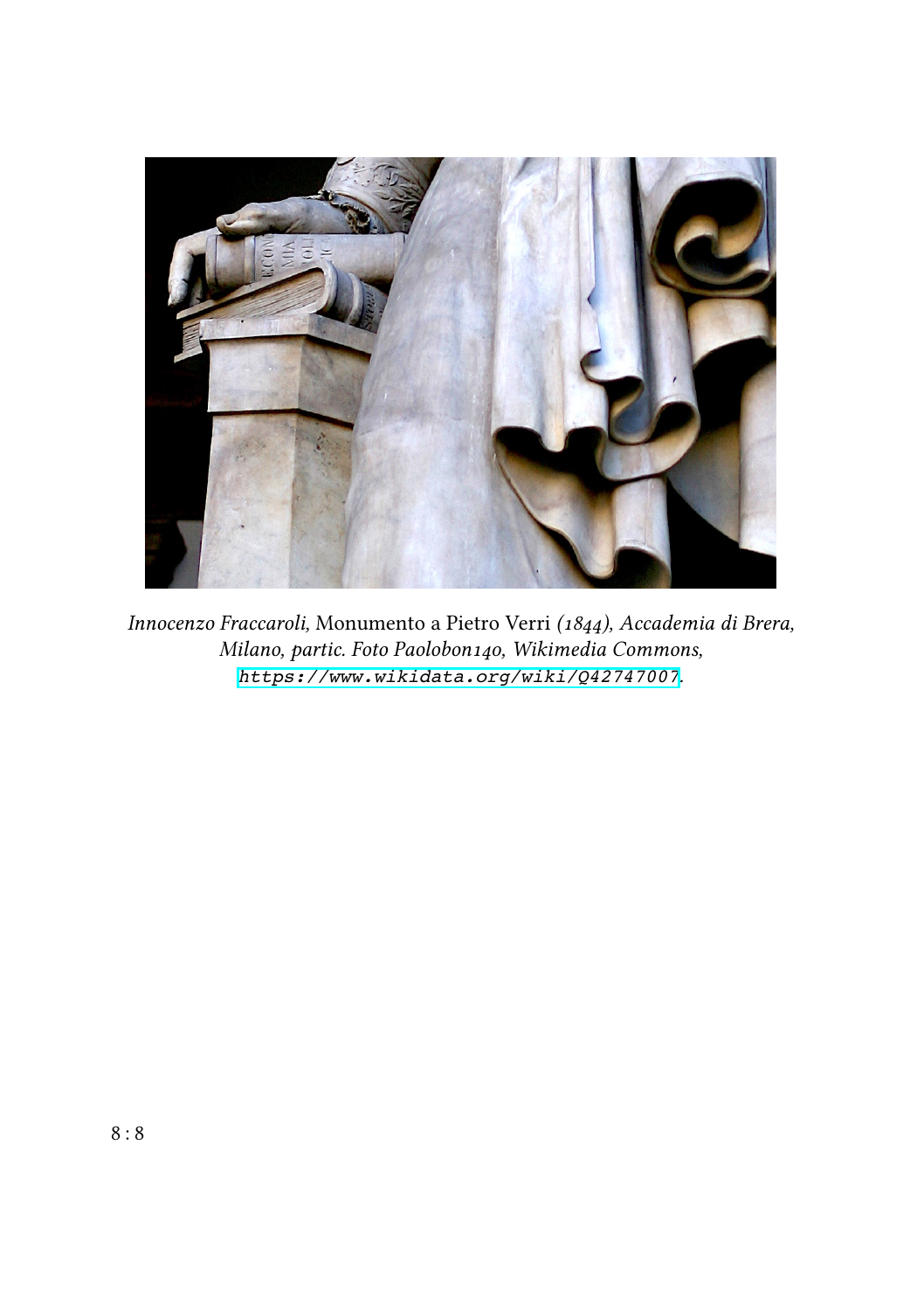*Innocenzo Fraccaroli,* Monumento a Pietro Verri *(1844), Accademia di Brera, Milano, partic. Foto Paolobon140, Wikimedia Commons,* https://www.wikidata.org/wiki/Q42747007.